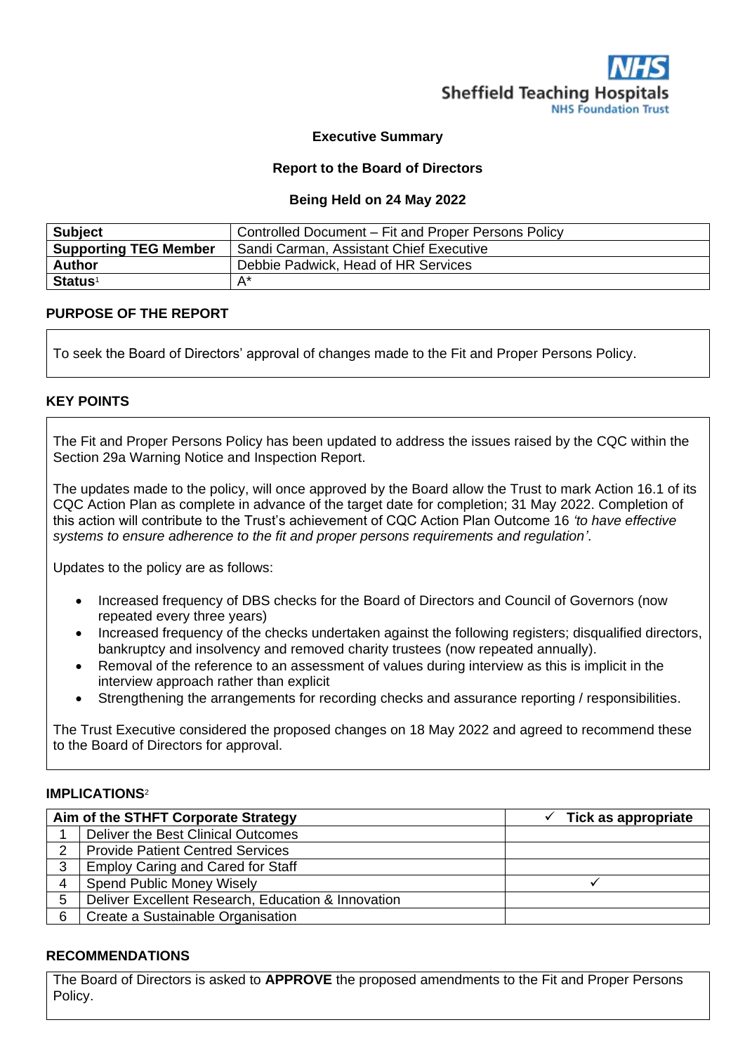Sheffield Teaching Hospitals
NHS Foundation Trust

**Executive Summary**

**Report to the Board of Directors**

**Being Held on 24 May 2022**

| | |
|---|---|
| **Subject** | Controlled Document – Fit and Proper Persons Policy |
| **Supporting TEG Member** | Sandi Carman, Assistant Chief Executive |
| **Author** | Debbie Padwick, Head of HR Services |
| **Status**[1] | A* |

## PURPOSE OF THE REPORT

To seek the Board of Directors' approval of changes made to the Fit and Proper Persons Policy.

## KEY POINTS

The Fit and Proper Persons Policy has been updated to address the issues raised by the CQC within the Section 29a Warning Notice and Inspection Report.

The updates made to the policy, will once approved by the Board allow the Trust to mark Action 16.1 of its CQC Action Plan as complete in advance of the target date for completion; 31 May 2022. Completion of this action will contribute to the Trust's achievement of CQC Action Plan Outcome 16 *'to have effective systems to ensure adherence to the fit and proper persons requirements and regulation'*.

Updates to the policy are as follows:

- Increased frequency of DBS checks for the Board of Directors and Council of Governors (now repeated every three years)
- Increased frequency of the checks undertaken against the following registers; disqualified directors, bankruptcy and insolvency and removed charity trustees (now repeated annually).
- Removal of the reference to an assessment of values during interview as this is implicit in the interview approach rather than explicit
- Strengthening the arrangements for recording checks and assurance reporting / responsibilities.

The Trust Executive considered the proposed changes on 18 May 2022 and agreed to recommend these to the Board of Directors for approval.

## IMPLICATIONS[2]

| | Aim of the STHFT Corporate Strategy | ✓ Tick as appropriate |
|---|---|---|
| 1 | Deliver the Best Clinical Outcomes | |
| 2 | Provide Patient Centred Services | |
| 3 | Employ Caring and Cared for Staff | |
| 4 | Spend Public Money Wisely | ✓ |
| 5 | Deliver Excellent Research, Education & Innovation | |
| 6 | Create a Sustainable Organisation | |

## RECOMMENDATIONS

The Board of Directors is asked to **APPROVE** the proposed amendments to the Fit and Proper Persons Policy.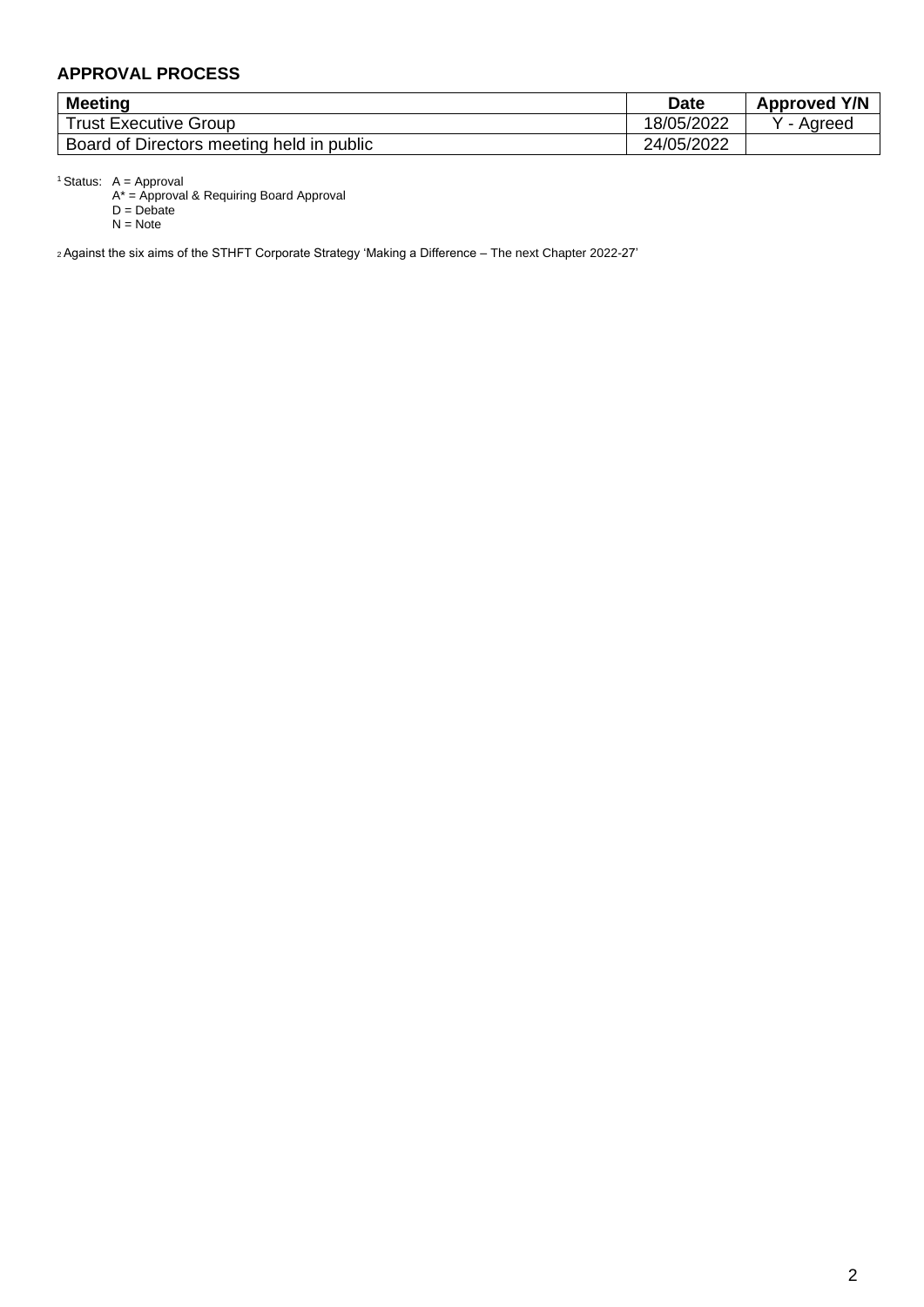**APPROVAL PROCESS**

| Meeting | Date | Approved Y/N |
|---|---|---|
| Trust Executive Group | 18/05/2022 | Y - Agreed |
| Board of Directors meeting held in public | 24/05/2022 | |

[1] Status: A = Approval
A* = Approval & Requiring Board Approval
D = Debate
N = Note

[2] Against the six aims of the STHFT Corporate Strategy 'Making a Difference – The next Chapter 2022-27'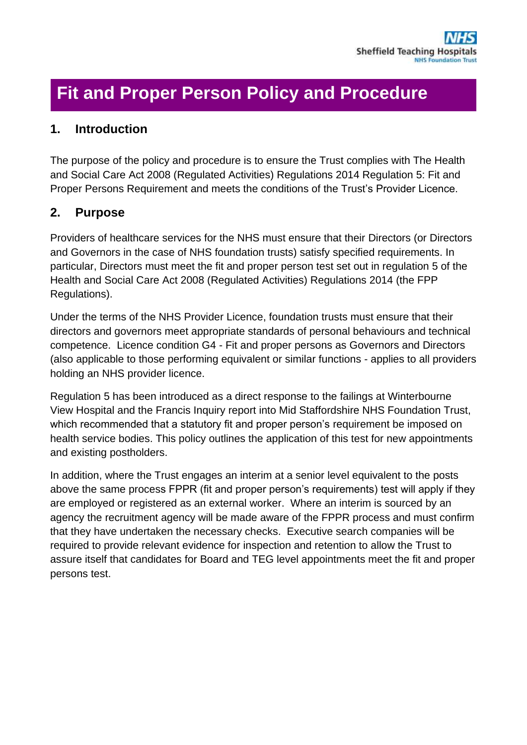# Fit and Proper Person Policy and Procedure

## 1. Introduction

The purpose of the policy and procedure is to ensure the Trust complies with The Health and Social Care Act 2008 (Regulated Activities) Regulations 2014 Regulation 5: Fit and Proper Persons Requirement and meets the conditions of the Trust's Provider Licence.

## 2. Purpose

Providers of healthcare services for the NHS must ensure that their Directors (or Directors and Governors in the case of NHS foundation trusts) satisfy specified requirements. In particular, Directors must meet the fit and proper person test set out in regulation 5 of the Health and Social Care Act 2008 (Regulated Activities) Regulations 2014 (the FPP Regulations).

Under the terms of the NHS Provider Licence, foundation trusts must ensure that their directors and governors meet appropriate standards of personal behaviours and technical competence. Licence condition G4 - Fit and proper persons as Governors and Directors (also applicable to those performing equivalent or similar functions - applies to all providers holding an NHS provider licence.

Regulation 5 has been introduced as a direct response to the failings at Winterbourne View Hospital and the Francis Inquiry report into Mid Staffordshire NHS Foundation Trust, which recommended that a statutory fit and proper person's requirement be imposed on health service bodies. This policy outlines the application of this test for new appointments and existing postholders.

In addition, where the Trust engages an interim at a senior level equivalent to the posts above the same process FPPR (fit and proper person's requirements) test will apply if they are employed or registered as an external worker. Where an interim is sourced by an agency the recruitment agency will be made aware of the FPPR process and must confirm that they have undertaken the necessary checks. Executive search companies will be required to provide relevant evidence for inspection and retention to allow the Trust to assure itself that candidates for Board and TEG level appointments meet the fit and proper persons test.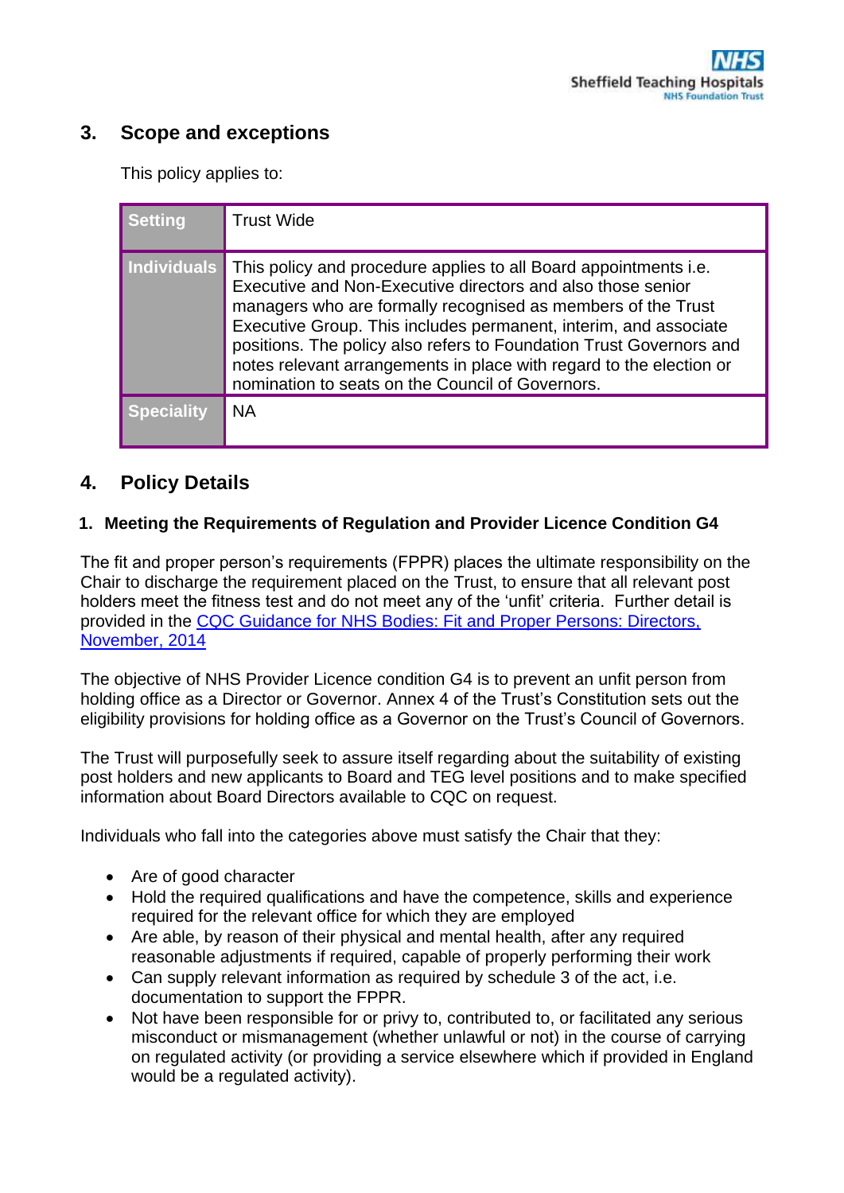## 3. Scope and exceptions

This policy applies to:

| Setting | Trust Wide |
|---|---|
| Individuals | This policy and procedure applies to all Board appointments i.e. Executive and Non-Executive directors and also those senior managers who are formally recognised as members of the Trust Executive Group. This includes permanent, interim, and associate positions. The policy also refers to Foundation Trust Governors and notes relevant arrangements in place with regard to the election or nomination to seats on the Council of Governors. |
| Speciality | NA |

## 4. Policy Details

### 1. Meeting the Requirements of Regulation and Provider Licence Condition G4

The fit and proper person's requirements (FPPR) places the ultimate responsibility on the Chair to discharge the requirement placed on the Trust, to ensure that all relevant post holders meet the fitness test and do not meet any of the 'unfit' criteria. Further detail is provided in the [CQC Guidance for NHS Bodies: Fit and Proper Persons: Directors, November, 2014]

The objective of NHS Provider Licence condition G4 is to prevent an unfit person from holding office as a Director or Governor. Annex 4 of the Trust's Constitution sets out the eligibility provisions for holding office as a Governor on the Trust's Council of Governors.

The Trust will purposefully seek to assure itself regarding about the suitability of existing post holders and new applicants to Board and TEG level positions and to make specified information about Board Directors available to CQC on request.

Individuals who fall into the categories above must satisfy the Chair that they:

- Are of good character
- Hold the required qualifications and have the competence, skills and experience required for the relevant office for which they are employed
- Are able, by reason of their physical and mental health, after any required reasonable adjustments if required, capable of properly performing their work
- Can supply relevant information as required by schedule 3 of the act, i.e. documentation to support the FPPR.
- Not have been responsible for or privy to, contributed to, or facilitated any serious misconduct or mismanagement (whether unlawful or not) in the course of carrying on regulated activity (or providing a service elsewhere which if provided in England would be a regulated activity).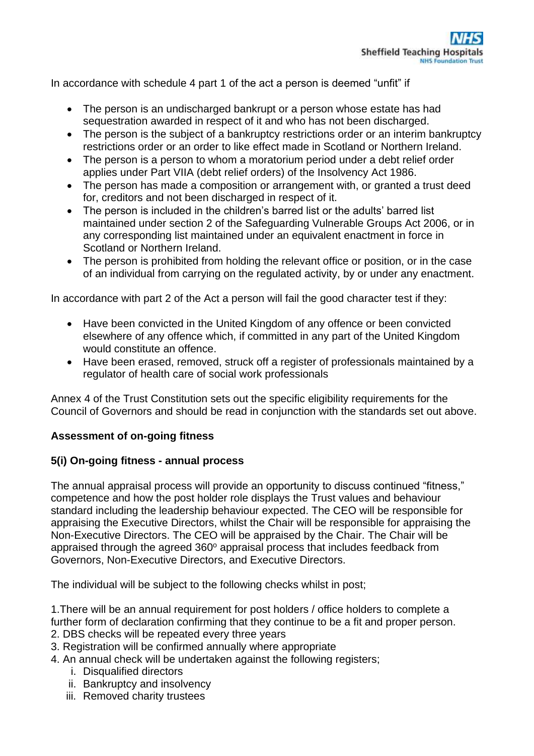In accordance with schedule 4 part 1 of the act a person is deemed "unfit" if

- The person is an undischarged bankrupt or a person whose estate has had sequestration awarded in respect of it and who has not been discharged.
- The person is the subject of a bankruptcy restrictions order or an interim bankruptcy restrictions order or an order to like effect made in Scotland or Northern Ireland.
- The person is a person to whom a moratorium period under a debt relief order applies under Part VIIA (debt relief orders) of the Insolvency Act 1986.
- The person has made a composition or arrangement with, or granted a trust deed for, creditors and not been discharged in respect of it.
- The person is included in the children's barred list or the adults' barred list maintained under section 2 of the Safeguarding Vulnerable Groups Act 2006, or in any corresponding list maintained under an equivalent enactment in force in Scotland or Northern Ireland.
- The person is prohibited from holding the relevant office or position, or in the case of an individual from carrying on the regulated activity, by or under any enactment.

In accordance with part 2 of the Act a person will fail the good character test if they:

- Have been convicted in the United Kingdom of any offence or been convicted elsewhere of any offence which, if committed in any part of the United Kingdom would constitute an offence.
- Have been erased, removed, struck off a register of professionals maintained by a regulator of health care of social work professionals

Annex 4 of the Trust Constitution sets out the specific eligibility requirements for the Council of Governors and should be read in conjunction with the standards set out above.

**Assessment of on-going fitness**

**5(i) On-going fitness - annual process**

The annual appraisal process will provide an opportunity to discuss continued "fitness," competence and how the post holder role displays the Trust values and behaviour standard including the leadership behaviour expected. The CEO will be responsible for appraising the Executive Directors, whilst the Chair will be responsible for appraising the Non-Executive Directors. The CEO will be appraised by the Chair. The Chair will be appraised through the agreed 360$^{o}$ appraisal process that includes feedback from Governors, Non-Executive Directors, and Executive Directors.

The individual will be subject to the following checks whilst in post;

1.There will be an annual requirement for post holders / office holders to complete a further form of declaration confirming that they continue to be a fit and proper person.
2. DBS checks will be repeated every three years
3. Registration will be confirmed annually where appropriate
4. An annual check will be undertaken against the following registers;
   i. Disqualified directors
   ii. Bankruptcy and insolvency
   iii. Removed charity trustees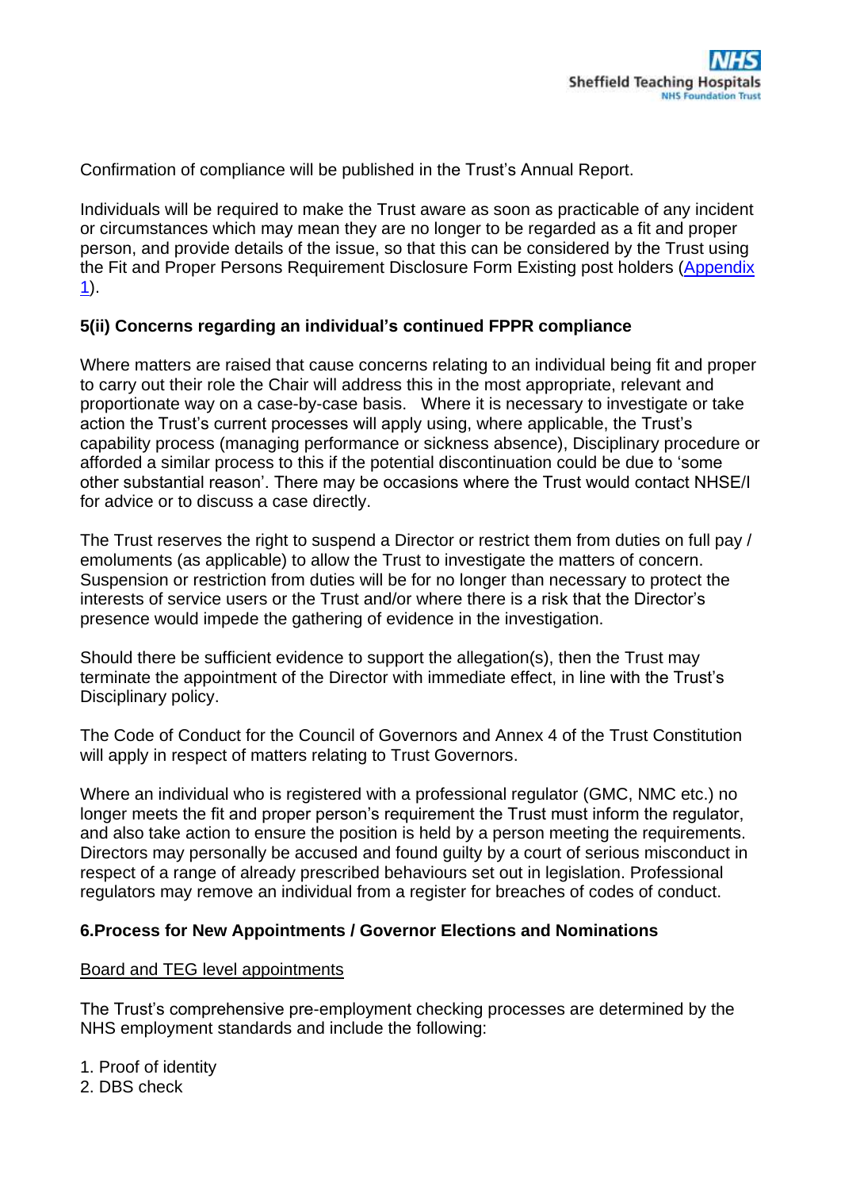Confirmation of compliance will be published in the Trust's Annual Report.

Individuals will be required to make the Trust aware as soon as practicable of any incident or circumstances which may mean they are no longer to be regarded as a fit and proper person, and provide details of the issue, so that this can be considered by the Trust using the Fit and Proper Persons Requirement Disclosure Form Existing post holders (Appendix 1).

### 5(ii) Concerns regarding an individual's continued FPPR compliance

Where matters are raised that cause concerns relating to an individual being fit and proper to carry out their role the Chair will address this in the most appropriate, relevant and proportionate way on a case-by-case basis. Where it is necessary to investigate or take action the Trust's current processes will apply using, where applicable, the Trust's capability process (managing performance or sickness absence), Disciplinary procedure or afforded a similar process to this if the potential discontinuation could be due to 'some other substantial reason'. There may be occasions where the Trust would contact NHSE/I for advice or to discuss a case directly.

The Trust reserves the right to suspend a Director or restrict them from duties on full pay / emoluments (as applicable) to allow the Trust to investigate the matters of concern. Suspension or restriction from duties will be for no longer than necessary to protect the interests of service users or the Trust and/or where there is a risk that the Director's presence would impede the gathering of evidence in the investigation.

Should there be sufficient evidence to support the allegation(s), then the Trust may terminate the appointment of the Director with immediate effect, in line with the Trust's Disciplinary policy.

The Code of Conduct for the Council of Governors and Annex 4 of the Trust Constitution will apply in respect of matters relating to Trust Governors.

Where an individual who is registered with a professional regulator (GMC, NMC etc.) no longer meets the fit and proper person's requirement the Trust must inform the regulator, and also take action to ensure the position is held by a person meeting the requirements. Directors may personally be accused and found guilty by a court of serious misconduct in respect of a range of already prescribed behaviours set out in legislation. Professional regulators may remove an individual from a register for breaches of codes of conduct.

## 6.Process for New Appointments / Governor Elections and Nominations

Board and TEG level appointments

The Trust's comprehensive pre-employment checking processes are determined by the NHS employment standards and include the following:

1. Proof of identity
2. DBS check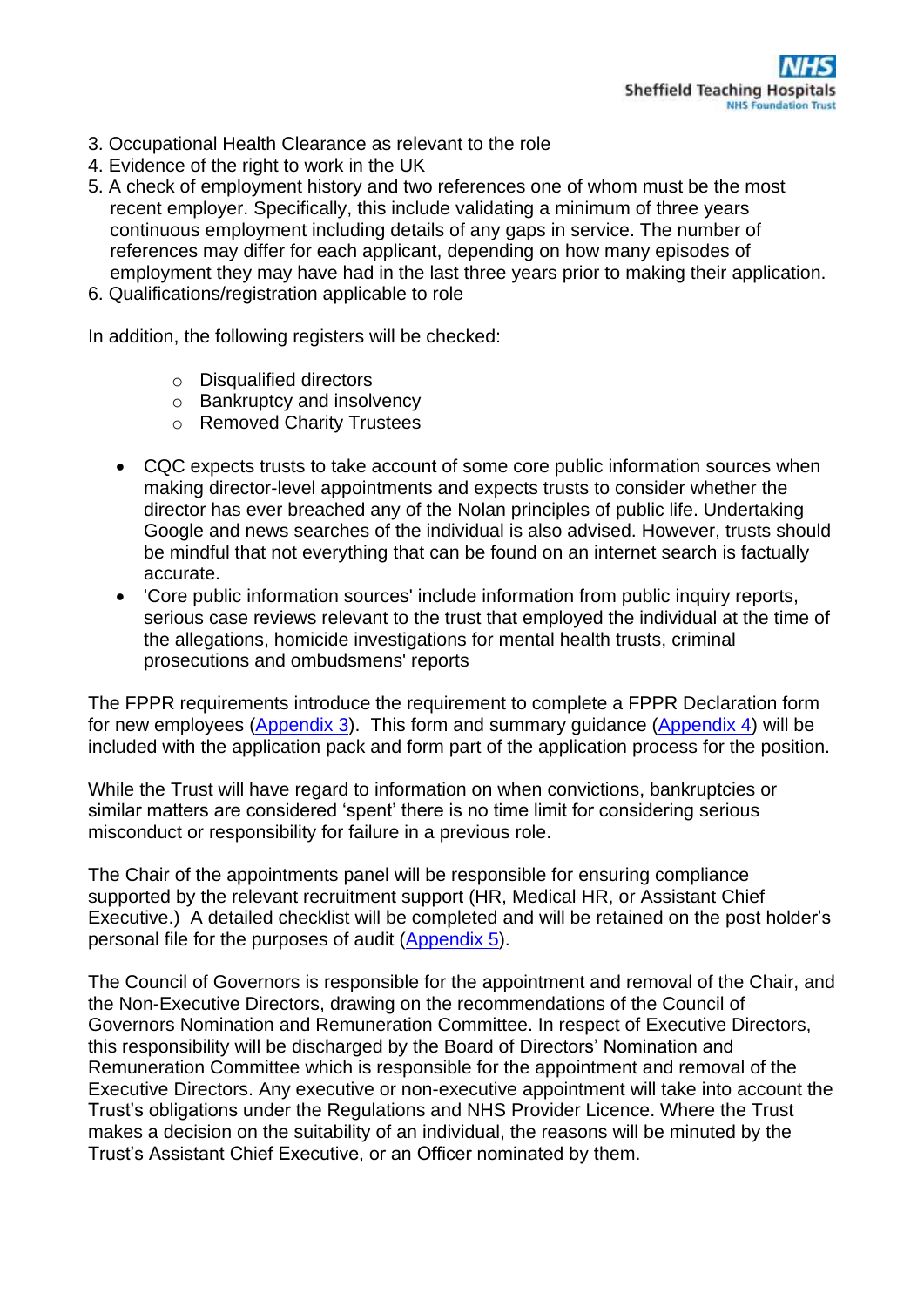3. Occupational Health Clearance as relevant to the role
4. Evidence of the right to work in the UK
5. A check of employment history and two references one of whom must be the most recent employer. Specifically, this include validating a minimum of three years continuous employment including details of any gaps in service. The number of references may differ for each applicant, depending on how many episodes of employment they may have had in the last three years prior to making their application.
6. Qualifications/registration applicable to role

In addition, the following registers will be checked:

- Disqualified directors
- Bankruptcy and insolvency
- Removed Charity Trustees

- CQC expects trusts to take account of some core public information sources when making director-level appointments and expects trusts to consider whether the director has ever breached any of the Nolan principles of public life. Undertaking Google and news searches of the individual is also advised. However, trusts should be mindful that not everything that can be found on an internet search is factually accurate.
- 'Core public information sources' include information from public inquiry reports, serious case reviews relevant to the trust that employed the individual at the time of the allegations, homicide investigations for mental health trusts, criminal prosecutions and ombudsmens' reports

The FPPR requirements introduce the requirement to complete a FPPR Declaration form for new employees (Appendix 3). This form and summary guidance (Appendix 4) will be included with the application pack and form part of the application process for the position.

While the Trust will have regard to information on when convictions, bankruptcies or similar matters are considered 'spent' there is no time limit for considering serious misconduct or responsibility for failure in a previous role.

The Chair of the appointments panel will be responsible for ensuring compliance supported by the relevant recruitment support (HR, Medical HR, or Assistant Chief Executive.) A detailed checklist will be completed and will be retained on the post holder's personal file for the purposes of audit (Appendix 5).

The Council of Governors is responsible for the appointment and removal of the Chair, and the Non-Executive Directors, drawing on the recommendations of the Council of Governors Nomination and Remuneration Committee. In respect of Executive Directors, this responsibility will be discharged by the Board of Directors' Nomination and Remuneration Committee which is responsible for the appointment and removal of the Executive Directors. Any executive or non-executive appointment will take into account the Trust's obligations under the Regulations and NHS Provider Licence. Where the Trust makes a decision on the suitability of an individual, the reasons will be minuted by the Trust's Assistant Chief Executive, or an Officer nominated by them.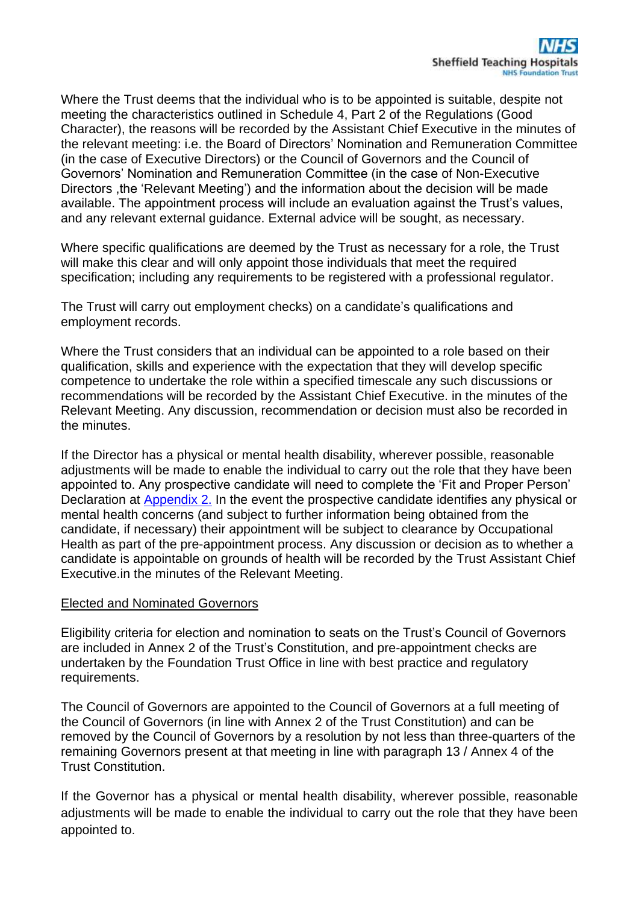Where the Trust deems that the individual who is to be appointed is suitable, despite not meeting the characteristics outlined in Schedule 4, Part 2 of the Regulations (Good Character), the reasons will be recorded by the Assistant Chief Executive in the minutes of the relevant meeting: i.e. the Board of Directors' Nomination and Remuneration Committee (in the case of Executive Directors) or the Council of Governors and the Council of Governors' Nomination and Remuneration Committee (in the case of Non-Executive Directors ,the 'Relevant Meeting') and the information about the decision will be made available. The appointment process will include an evaluation against the Trust's values, and any relevant external guidance. External advice will be sought, as necessary.

Where specific qualifications are deemed by the Trust as necessary for a role, the Trust will make this clear and will only appoint those individuals that meet the required specification; including any requirements to be registered with a professional regulator.

The Trust will carry out employment checks) on a candidate's qualifications and employment records.

Where the Trust considers that an individual can be appointed to a role based on their qualification, skills and experience with the expectation that they will develop specific competence to undertake the role within a specified timescale any such discussions or recommendations will be recorded by the Assistant Chief Executive. in the minutes of the Relevant Meeting. Any discussion, recommendation or decision must also be recorded in the minutes.

If the Director has a physical or mental health disability, wherever possible, reasonable adjustments will be made to enable the individual to carry out the role that they have been appointed to. Any prospective candidate will need to complete the 'Fit and Proper Person' Declaration at Appendix 2. In the event the prospective candidate identifies any physical or mental health concerns (and subject to further information being obtained from the candidate, if necessary) their appointment will be subject to clearance by Occupational Health as part of the pre-appointment process. Any discussion or decision as to whether a candidate is appointable on grounds of health will be recorded by the Trust Assistant Chief Executive.in the minutes of the Relevant Meeting.

<u>Elected and Nominated Governors</u>

Eligibility criteria for election and nomination to seats on the Trust's Council of Governors are included in Annex 2 of the Trust's Constitution, and pre-appointment checks are undertaken by the Foundation Trust Office in line with best practice and regulatory requirements.

The Council of Governors are appointed to the Council of Governors at a full meeting of the Council of Governors (in line with Annex 2 of the Trust Constitution) and can be removed by the Council of Governors by a resolution by not less than three-quarters of the remaining Governors present at that meeting in line with paragraph 13 / Annex 4 of the Trust Constitution.

If the Governor has a physical or mental health disability, wherever possible, reasonable adjustments will be made to enable the individual to carry out the role that they have been appointed to.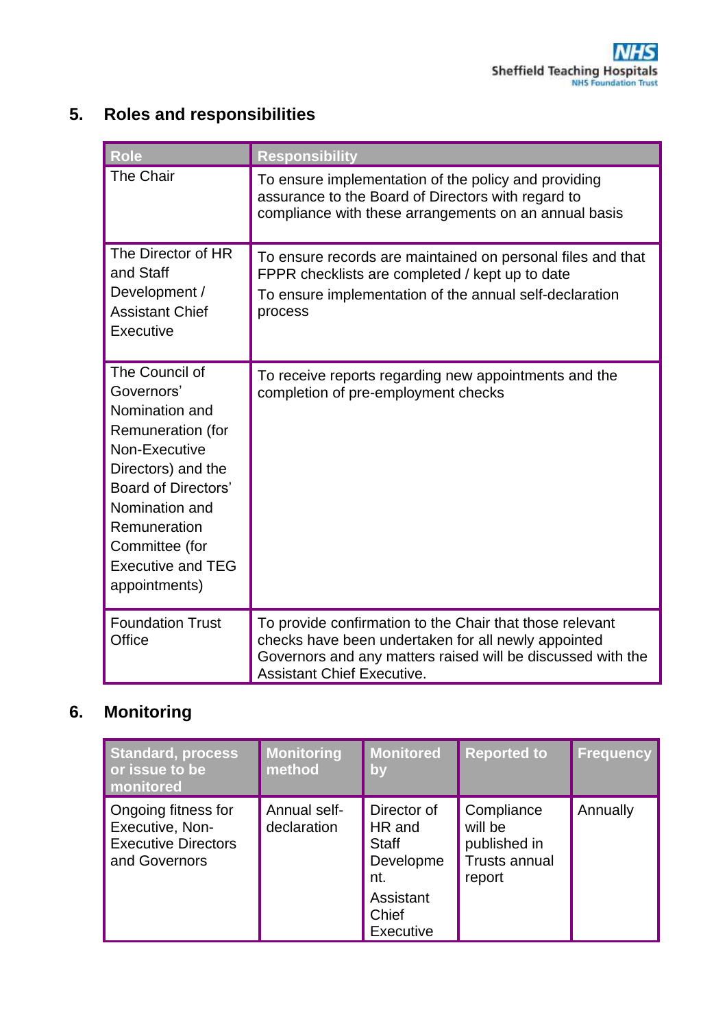## 5. Roles and responsibilities

| Role | Responsibility |
|---|---|
| The Chair | To ensure implementation of the policy and providing assurance to the Board of Directors with regard to compliance with these arrangements on an annual basis |
| The Director of HR and Staff Development / Assistant Chief Executive | To ensure records are maintained on personal files and that FPPR checklists are completed / kept up to date<br>To ensure implementation of the annual self-declaration process |
| The Council of Governors' Nomination and Remuneration (for Non-Executive Directors) and the Board of Directors' Nomination and Remuneration Committee (for Executive and TEG appointments) | To receive reports regarding new appointments and the completion of pre-employment checks |
| Foundation Trust Office | To provide confirmation to the Chair that those relevant checks have been undertaken for all newly appointed Governors and any matters raised will be discussed with the Assistant Chief Executive. |

## 6. Monitoring

| Standard, process or issue to be monitored | Monitoring method | Monitored by | Reported to | Frequency |
|---|---|---|---|---|
| Ongoing fitness for Executive, Non-Executive Directors and Governors | Annual self-declaration | Director of HR and Staff Development.<br>Assistant Chief Executive | Compliance will be published in Trusts annual report | Annually |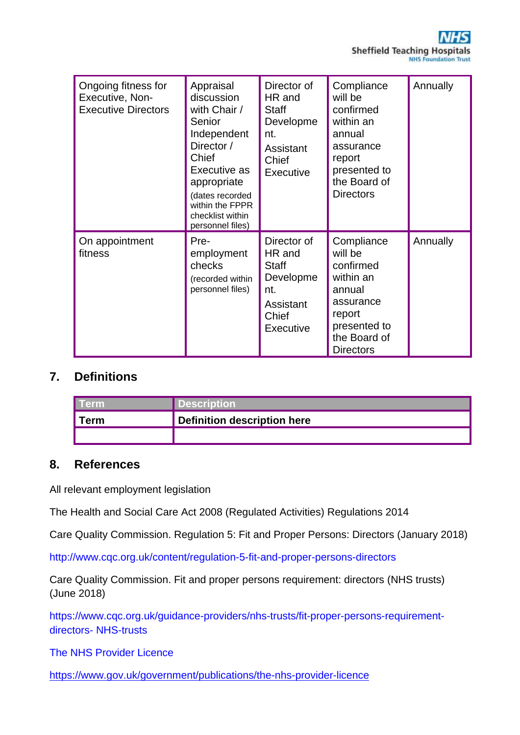| | | | | |
|---|---|---|---|---|
| Ongoing fitness for Executive, Non-Executive Directors | Appraisal discussion with Chair / Senior Independent Director / Chief Executive as appropriate (dates recorded within the FPPR checklist within personnel files) | Director of HR and Staff Development. Assistant Chief Executive | Compliance will be confirmed within an annual assurance report presented to the Board of Directors | Annually |
| On appointment fitness | Pre-employment checks (recorded within personnel files) | Director of HR and Staff Development. Assistant Chief Executive | Compliance will be confirmed within an annual assurance report presented to the Board of Directors | Annually |

## 7. Definitions

| Term | Description |
|---|---|
| **Term** | **Definition description here** |
| | |

## 8. References

All relevant employment legislation

The Health and Social Care Act 2008 (Regulated Activities) Regulations 2014

Care Quality Commission. Regulation 5: Fit and Proper Persons: Directors (January 2018)

http://www.cqc.org.uk/content/regulation-5-fit-and-proper-persons-directors

Care Quality Commission. Fit and proper persons requirement: directors (NHS trusts) (June 2018)

https://www.cqc.org.uk/guidance-providers/nhs-trusts/fit-proper-persons-requirement-directors- NHS-trusts

The NHS Provider Licence

https://www.gov.uk/government/publications/the-nhs-provider-licence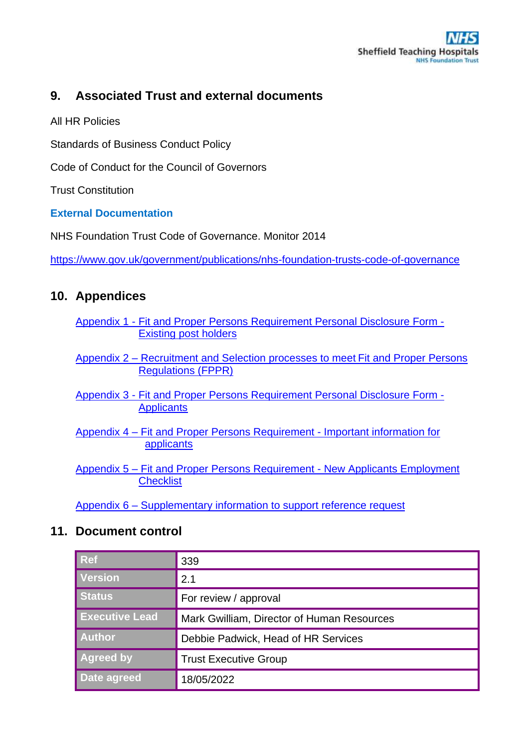## 9. Associated Trust and external documents

All HR Policies

Standards of Business Conduct Policy

Code of Conduct for the Council of Governors

Trust Constitution

**External Documentation**

NHS Foundation Trust Code of Governance. Monitor 2014

https://www.gov.uk/government/publications/nhs-foundation-trusts-code-of-governance

## 10. Appendices

Appendix 1 - Fit and Proper Persons Requirement Personal Disclosure Form - Existing post holders

Appendix 2 – Recruitment and Selection processes to meet Fit and Proper Persons Regulations (FPPR)

Appendix 3 - Fit and Proper Persons Requirement Personal Disclosure Form - Applicants

Appendix 4 – Fit and Proper Persons Requirement - Important information for applicants

Appendix 5 – Fit and Proper Persons Requirement - New Applicants Employment Checklist

Appendix 6 – Supplementary information to support reference request

## 11. Document control

| Ref | 339 |
|---|---|
| Version | 2.1 |
| Status | For review / approval |
| Executive Lead | Mark Gwilliam, Director of Human Resources |
| Author | Debbie Padwick, Head of HR Services |
| Agreed by | Trust Executive Group |
| Date agreed | 18/05/2022 |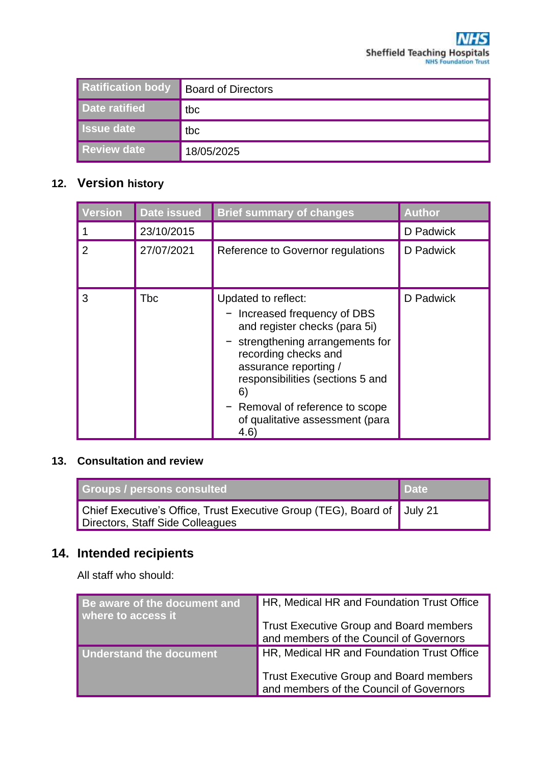| Ratification body | Board of Directors |
| --- | --- |
| Date ratified | tbc |
| Issue date | tbc |
| Review date | 18/05/2025 |

## 12. Version history

| Version | Date issued | Brief summary of changes | Author |
| --- | --- | --- | --- |
| 1 | 23/10/2015 | | D Padwick |
| 2 | 27/07/2021 | Reference to Governor regulations | D Padwick |
| 3 | Tbc | Updated to reflect:<br>− Increased frequency of DBS and register checks (para 5i)<br>− strengthening arrangements for recording checks and assurance reporting / responsibilities (sections 5 and 6)<br>− Removal of reference to scope of qualitative assessment (para 4.6) | D Padwick |

## 13. Consultation and review

| Groups / persons consulted | Date |
| --- | --- |
| Chief Executive's Office, Trust Executive Group (TEG), Board of Directors, Staff Side Colleagues | July 21 |

## 14. Intended recipients

All staff who should:

| Be aware of the document and where to access it | HR, Medical HR and Foundation Trust Office<br><br>Trust Executive Group and Board members and members of the Council of Governors |
| --- | --- |
| Understand the document | HR, Medical HR and Foundation Trust Office<br><br>Trust Executive Group and Board members and members of the Council of Governors |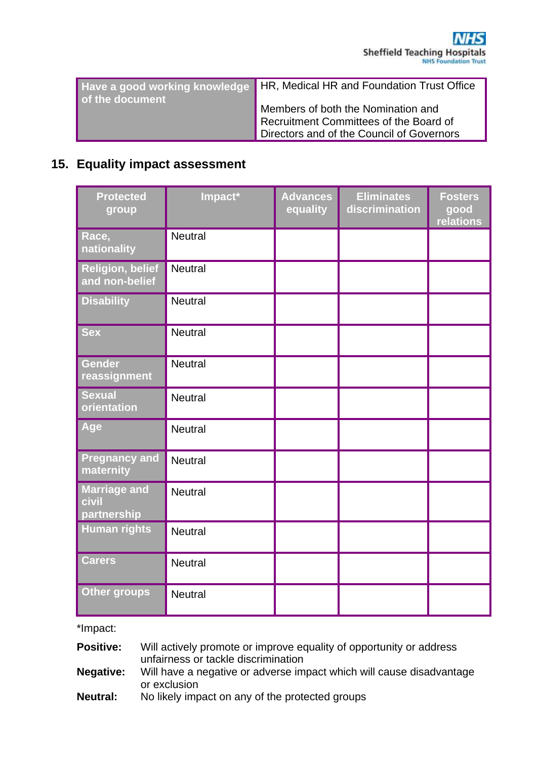| Have a good working knowledge of the document | HR, Medical HR and Foundation Trust Office<br><br>Members of both the Nomination and Recruitment Committees of the Board of Directors and of the Council of Governors |
|---|---|

## 15. Equality impact assessment

| Protected group | Impact* | Advances equality | Eliminates discrimination | Fosters good relations |
|---|---|---|---|---|
| Race, nationality | Neutral | | | |
| Religion, belief and non-belief | Neutral | | | |
| Disability | Neutral | | | |
| Sex | Neutral | | | |
| Gender reassignment | Neutral | | | |
| Sexual orientation | Neutral | | | |
| Age | Neutral | | | |
| Pregnancy and maternity | Neutral | | | |
| Marriage and civil partnership | Neutral | | | |
| Human rights | Neutral | | | |
| Carers | Neutral | | | |
| Other groups | Neutral | | | |

*Impact:

**Positive:** Will actively promote or improve equality of opportunity or address unfairness or tackle discrimination

**Negative:** Will have a negative or adverse impact which will cause disadvantage or exclusion

**Neutral:** No likely impact on any of the protected groups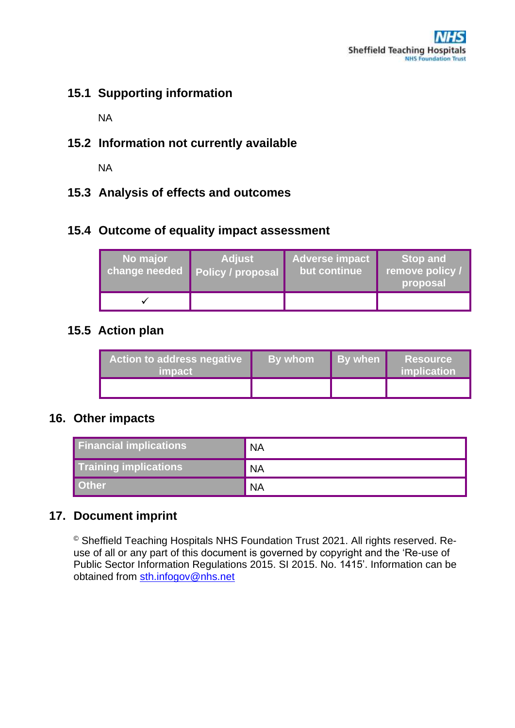### 15.1 Supporting information

NA

### 15.2 Information not currently available

NA

### 15.3 Analysis of effects and outcomes

### 15.4 Outcome of equality impact assessment

| No major change needed | Adjust Policy / proposal | Adverse impact but continue | Stop and remove policy / proposal |
|---|---|---|---|
| ✓ | | | |

### 15.5 Action plan

| Action to address negative impact | By whom | By when | Resource implication |
|---|---|---|---|
| | | | |

## 16. Other impacts

| Financial implications | NA |
|---|---|
| Training implications | NA |
| Other | NA |

## 17. Document imprint

© Sheffield Teaching Hospitals NHS Foundation Trust 2021. All rights reserved. Re-use of all or any part of this document is governed by copyright and the 'Re-use of Public Sector Information Regulations 2015. SI 2015. No. 1415'. Information can be obtained from sth.infogov@nhs.net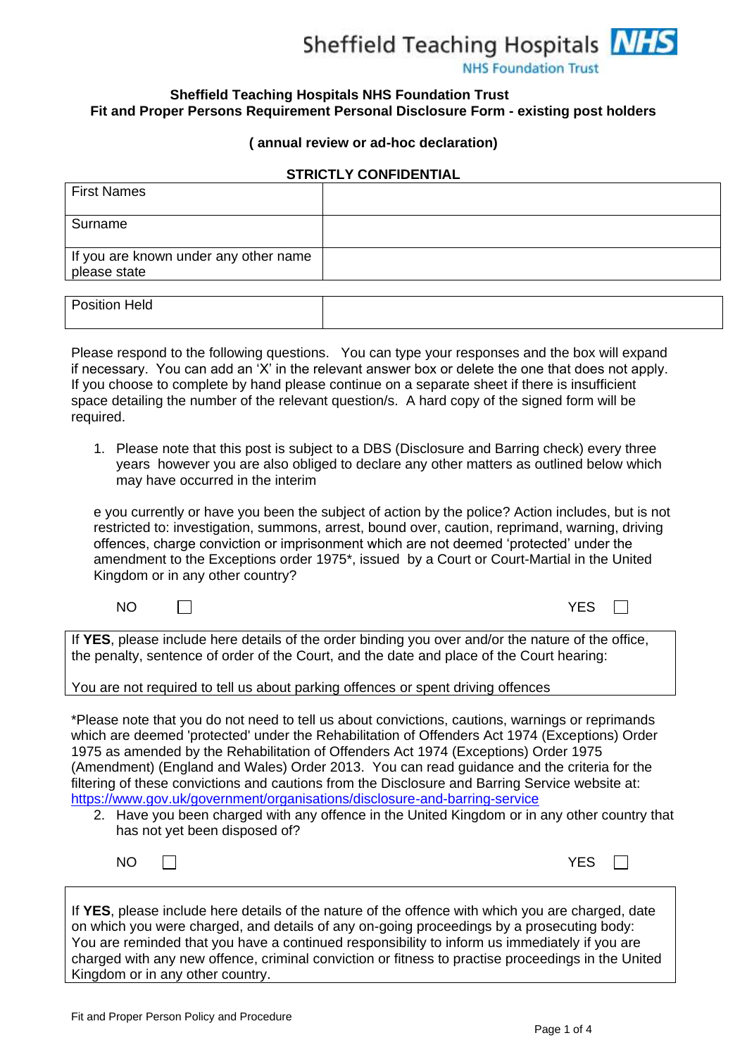Sheffield Teaching Hospitals NHS Foundation Trust

## Sheffield Teaching Hospitals NHS Foundation Trust
## Fit and Proper Persons Requirement Personal Disclosure Form - existing post holders

**( annual review or ad-hoc declaration)**

**STRICTLY CONFIDENTIAL**

| | |
|---|---|
| First Names | |
| Surname | |
| If you are known under any other name please state | |

| | |
|---|---|
| Position Held | |

Please respond to the following questions. You can type your responses and the box will expand if necessary. You can add an 'X' in the relevant answer box or delete the one that does not apply. If you choose to complete by hand please continue on a separate sheet if there is insufficient space detailing the number of the relevant question/s. A hard copy of the signed form will be required.

1. Please note that this post is subject to a DBS (Disclosure and Barring check) every three years however you are also obliged to declare any other matters as outlined below which may have occurred in the interim

e you currently or have you been the subject of action by the police? Action includes, but is not restricted to: investigation, summons, arrest, bound over, caution, reprimand, warning, driving offences, charge conviction or imprisonment which are not deemed 'protected' under the amendment to the Exceptions order 1975*, issued by a Court or Court-Martial in the United Kingdom or in any other country?

NO ☐ YES ☐

| |
|---|
| If **YES**, please include here details of the order binding you over and/or the nature of the office, the penalty, sentence of order of the Court, and the date and place of the Court hearing:<br><br>You are not required to tell us about parking offences or spent driving offences |

*Please note that you do not need to tell us about convictions, cautions, warnings or reprimands which are deemed 'protected' under the Rehabilitation of Offenders Act 1974 (Exceptions) Order 1975 as amended by the Rehabilitation of Offenders Act 1974 (Exceptions) Order 1975 (Amendment) (England and Wales) Order 2013. You can read guidance and the criteria for the filtering of these convictions and cautions from the Disclosure and Barring Service website at: https://www.gov.uk/government/organisations/disclosure-and-barring-service

2. Have you been charged with any offence in the United Kingdom or in any other country that has not yet been disposed of?

NO ☐ YES ☐

| |
|---|
| If **YES**, please include here details of the nature of the offence with which you are charged, date on which you were charged, and details of any on-going proceedings by a prosecuting body: You are reminded that you have a continued responsibility to inform us immediately if you are charged with any new offence, criminal conviction or fitness to practise proceedings in the United Kingdom or in any other country. |

Fit and Proper Person Policy and Procedure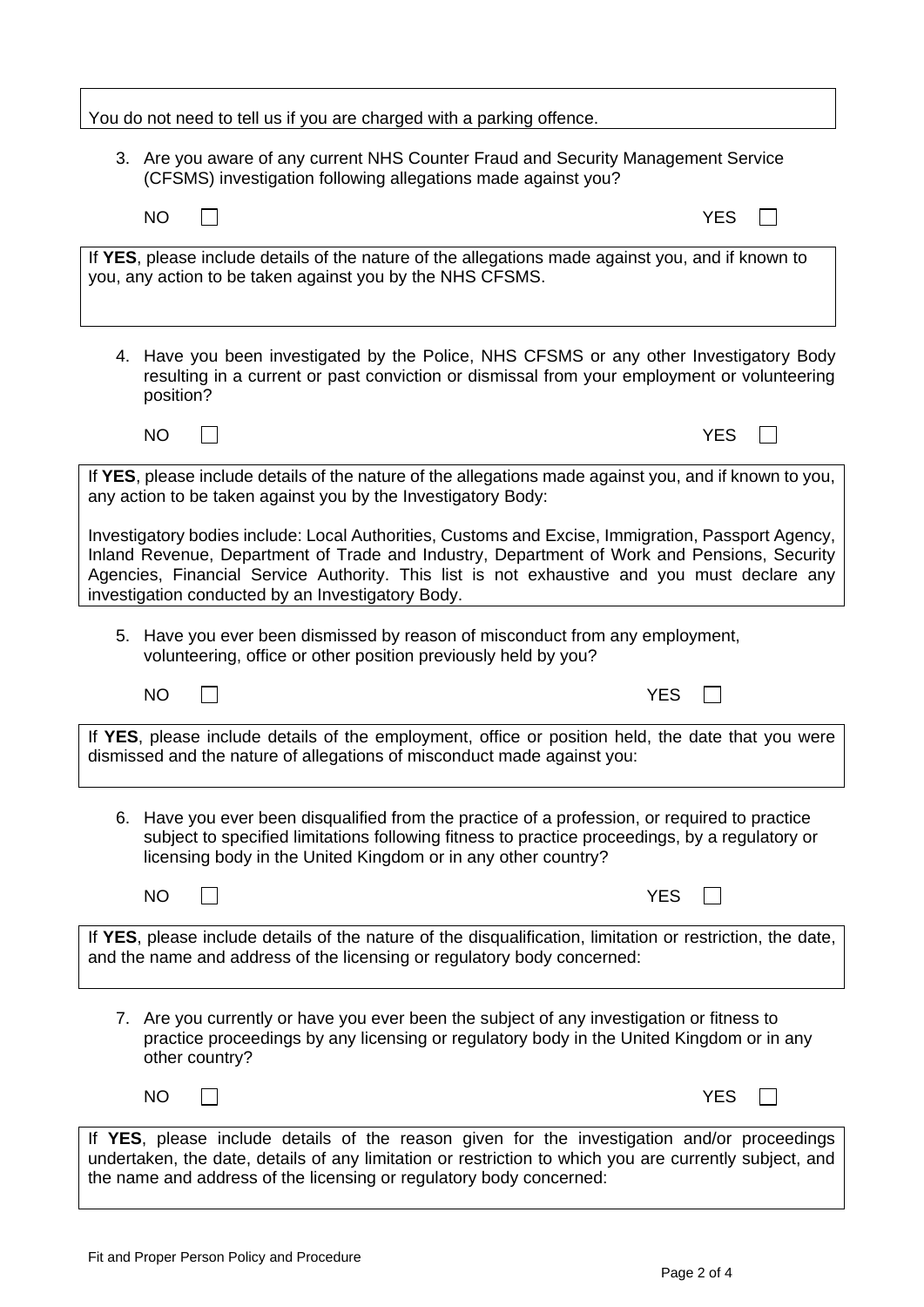You do not need to tell us if you are charged with a parking offence.

3. Are you aware of any current NHS Counter Fraud and Security Management Service (CFSMS) investigation following allegations made against you?

NO ☐ YES ☐

If **YES**, please include details of the nature of the allegations made against you, and if known to you, any action to be taken against you by the NHS CFSMS.

4. Have you been investigated by the Police, NHS CFSMS or any other Investigatory Body resulting in a current or past conviction or dismissal from your employment or volunteering position?

NO ☐ YES ☐

If **YES**, please include details of the nature of the allegations made against you, and if known to you, any action to be taken against you by the Investigatory Body:

Investigatory bodies include: Local Authorities, Customs and Excise, Immigration, Passport Agency, Inland Revenue, Department of Trade and Industry, Department of Work and Pensions, Security Agencies, Financial Service Authority. This list is not exhaustive and you must declare any investigation conducted by an Investigatory Body.

5. Have you ever been dismissed by reason of misconduct from any employment, volunteering, office or other position previously held by you?

NO ☐ YES ☐

If **YES**, please include details of the employment, office or position held, the date that you were dismissed and the nature of allegations of misconduct made against you:

6. Have you ever been disqualified from the practice of a profession, or required to practice subject to specified limitations following fitness to practice proceedings, by a regulatory or licensing body in the United Kingdom or in any other country?

NO ☐ YES ☐

If **YES**, please include details of the nature of the disqualification, limitation or restriction, the date, and the name and address of the licensing or regulatory body concerned:

7. Are you currently or have you ever been the subject of any investigation or fitness to practice proceedings by any licensing or regulatory body in the United Kingdom or in any other country?

NO ☐ YES ☐

If **YES**, please include details of the reason given for the investigation and/or proceedings undertaken, the date, details of any limitation or restriction to which you are currently subject, and the name and address of the licensing or regulatory body concerned: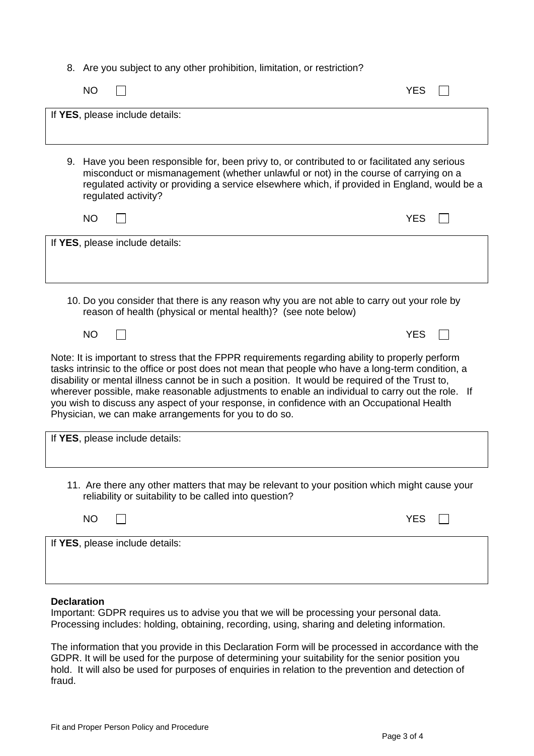8. Are you subject to any other prohibition, limitation, or restriction?

NO ☐ YES ☐

If **YES**, please include details:

9. Have you been responsible for, been privy to, or contributed to or facilitated any serious misconduct or mismanagement (whether unlawful or not) in the course of carrying on a regulated activity or providing a service elsewhere which, if provided in England, would be a regulated activity?

NO ☐ YES ☐

If **YES**, please include details:

10. Do you consider that there is any reason why you are not able to carry out your role by reason of health (physical or mental health)? (see note below)

NO ☐ YES ☐

Note: It is important to stress that the FPPR requirements regarding ability to properly perform tasks intrinsic to the office or post does not mean that people who have a long-term condition, a disability or mental illness cannot be in such a position. It would be required of the Trust to, wherever possible, make reasonable adjustments to enable an individual to carry out the role. If you wish to discuss any aspect of your response, in confidence with an Occupational Health Physician, we can make arrangements for you to do so.

If **YES**, please include details:

11. Are there any other matters that may be relevant to your position which might cause your reliability or suitability to be called into question?

NO ☐ YES ☐

If **YES**, please include details:

**Declaration**

Important: GDPR requires us to advise you that we will be processing your personal data. Processing includes: holding, obtaining, recording, using, sharing and deleting information.

The information that you provide in this Declaration Form will be processed in accordance with the GDPR. It will be used for the purpose of determining your suitability for the senior position you hold. It will also be used for purposes of enquiries in relation to the prevention and detection of fraud.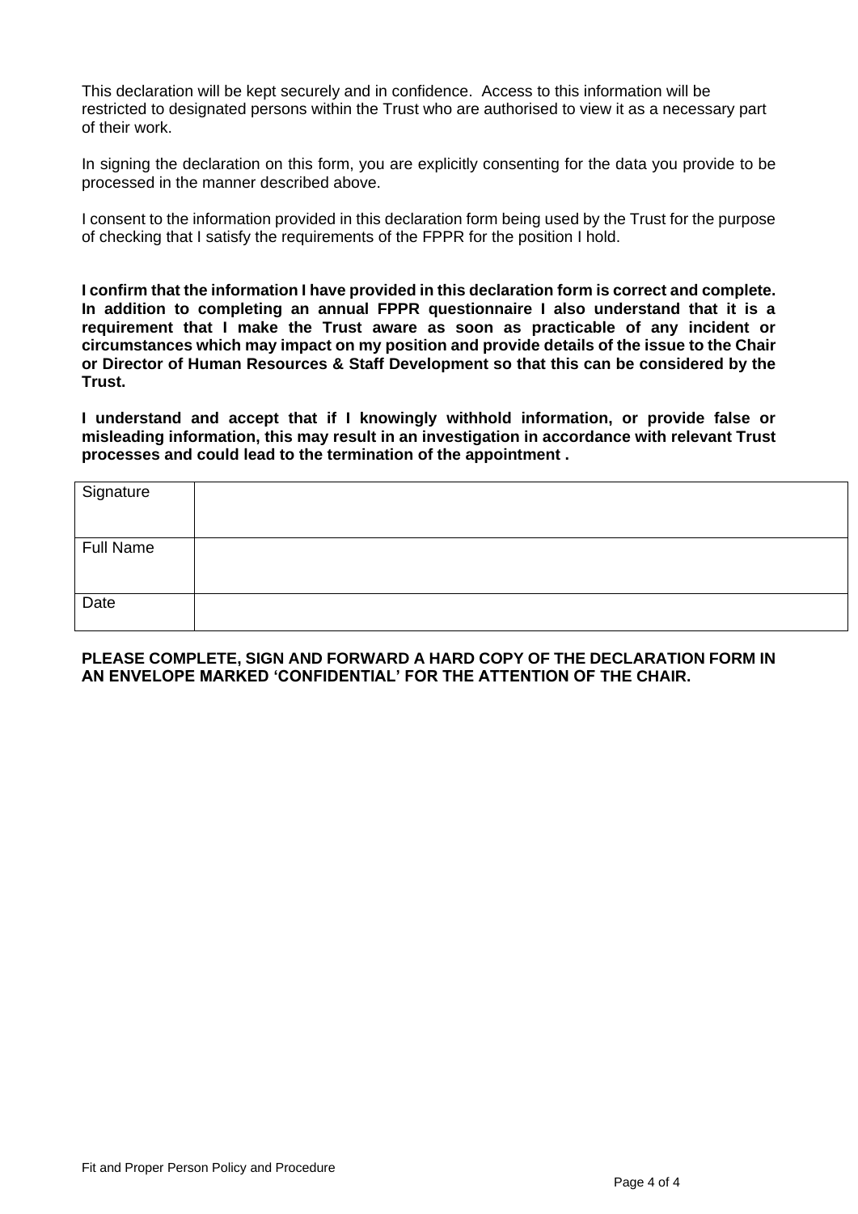This declaration will be kept securely and in confidence. Access to this information will be restricted to designated persons within the Trust who are authorised to view it as a necessary part of their work.

In signing the declaration on this form, you are explicitly consenting for the data you provide to be processed in the manner described above.

I consent to the information provided in this declaration form being used by the Trust for the purpose of checking that I satisfy the requirements of the FPPR for the position I hold.

**I confirm that the information I have provided in this declaration form is correct and complete. In addition to completing an annual FPPR questionnaire I also understand that it is a requirement that I make the Trust aware as soon as practicable of any incident or circumstances which may impact on my position and provide details of the issue to the Chair or Director of Human Resources & Staff Development so that this can be considered by the Trust.**

**I understand and accept that if I knowingly withhold information, or provide false or misleading information, this may result in an investigation in accordance with relevant Trust processes and could lead to the termination of the appointment .**

| | |
|---|---|
| Signature | |
| Full Name | |
| Date | |

**PLEASE COMPLETE, SIGN AND FORWARD A HARD COPY OF THE DECLARATION FORM IN AN ENVELOPE MARKED 'CONFIDENTIAL' FOR THE ATTENTION OF THE CHAIR.**